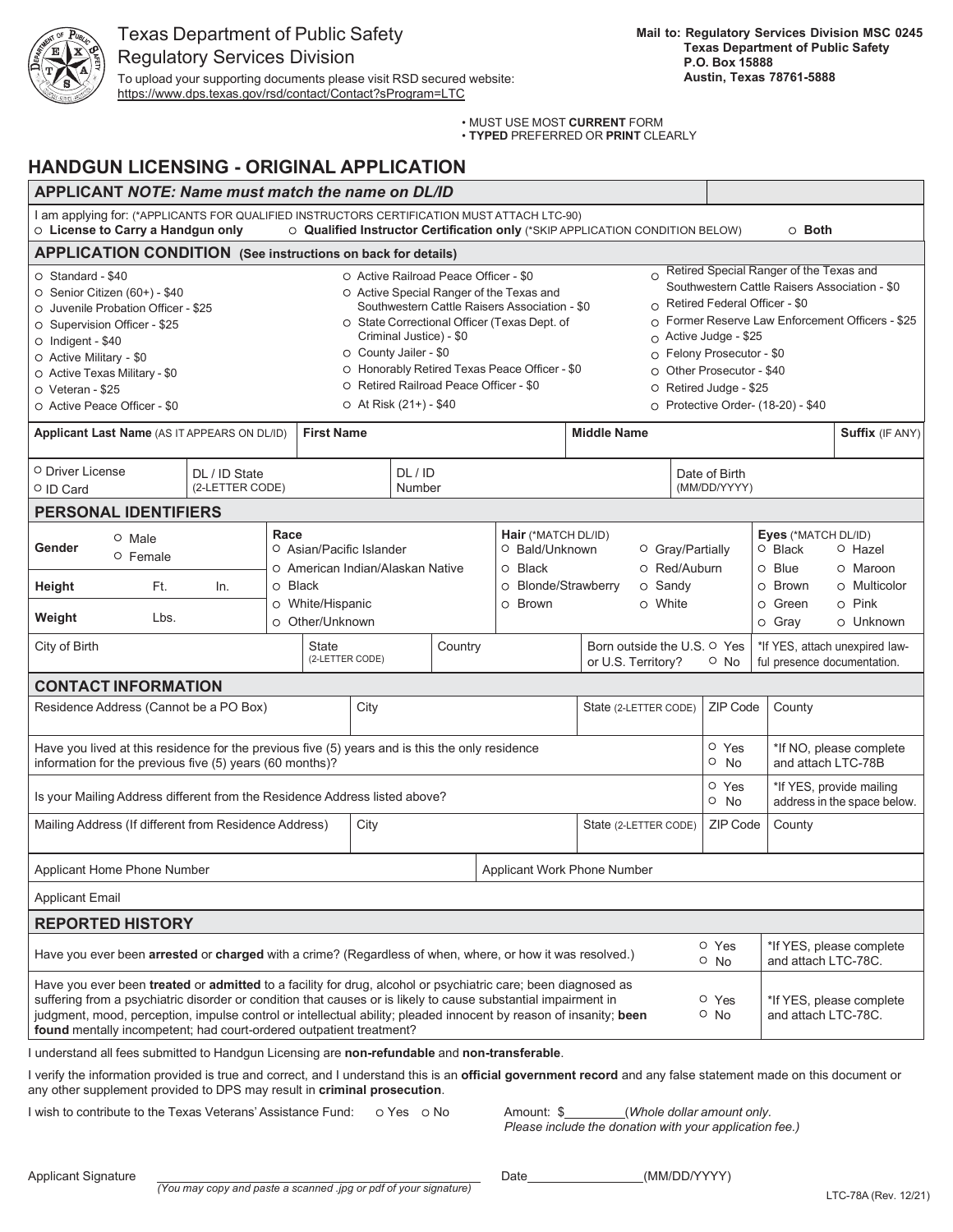Texas Department of Public Safety
Regulatory Services Division
To upload your supporting documents please visit RSD secured website:
https://www.dps.texas.gov/rsd/contact/Contact?sProgram=LTC

**Mail to: Regulatory Services Division MSC 0245**
**Texas Department of Public Safety**
**P.O. Box 15888**
**Austin, Texas 78761-5888**

- MUST USE MOST **CURRENT** FORM
- **TYPED** PREFERRED OR **PRINT** CLEARLY

# HANDGUN LICENSING - ORIGINAL APPLICATION

## APPLICANT *NOTE: Name must match the name on DL/ID*

I am applying for: (*APPLICANTS FOR QUALIFIED INSTRUCTORS CERTIFICATION MUST ATTACH LTC-90)
○ **License to Carry a Handgun only** ○ **Qualified Instructor Certification only** (*SKIP APPLICATION CONDITION BELOW) ○ **Both**

## APPLICATION CONDITION (See instructions on back for details)

- ○ Standard - $40
- ○ Senior Citizen (60+) - $40
- ○ Juvenile Probation Officer - $25
- ○ Supervision Officer - $25
- ○ Indigent - $40
- ○ Active Military - $0
- ○ Active Texas Military - $0
- ○ Veteran - $25
- ○ Active Peace Officer - $0
- ○ Active Railroad Peace Officer - $0
- ○ Active Special Ranger of the Texas and Southwestern Cattle Raisers Association - $0
- ○ State Correctional Officer (Texas Dept. of Criminal Justice) - $0
- ○ County Jailer - $0
- ○ Honorably Retired Texas Peace Officer - $0
- ○ Retired Railroad Peace Officer - $0
- ○ At Risk (21+) - $40
- ○ Retired Special Ranger of the Texas and Southwestern Cattle Raisers Association - $0
- ○ Retired Federal Officer - $0
- ○ Former Reserve Law Enforcement Officers - $25
- ○ Active Judge - $25
- ○ Felony Prosecutor - $0
- ○ Other Prosecutor - $40
- ○ Retired Judge - $25
- ○ Protective Order- (18-20) - $40

| Applicant Last Name (AS IT APPEARS ON DL/ID) | First Name | Middle Name | Suffix (IF ANY) |
|---|---|---|---|
| | | | |

| ○ Driver License ○ ID Card | DL / ID State (2-LETTER CODE) | DL / ID Number | Date of Birth (MM/DD/YYYY) |
|---|---|---|---|
| | | | |

## PERSONAL IDENTIFIERS

| | | Race | Hair (*MATCH DL/ID) | Eyes (*MATCH DL/ID) |
|---|---|---|---|---|
| Gender | ○ Male ○ Female | ○ Asian/Pacific Islander | ○ Bald/Unknown ○ Gray/Partially | ○ Black ○ Hazel |
| | | ○ American Indian/Alaskan Native | ○ Black ○ Red/Auburn | ○ Blue ○ Maroon |
| Height | Ft. In. | ○ Black | ○ Blonde/Strawberry ○ Sandy | ○ Brown ○ Multicolor |
| Weight | Lbs. | ○ White/Hispanic | ○ Brown ○ White | ○ Green ○ Pink |
| | | ○ Other/Unknown | | ○ Gray ○ Unknown |

| City of Birth | State (2-LETTER CODE) | Country | Born outside the U.S. or U.S. Territory? ○ Yes ○ No | *If YES, attach unexpired lawful presence documentation. |
|---|---|---|---|---|
| | | | | |

## CONTACT INFORMATION

| Residence Address (Cannot be a PO Box) | City | State (2-LETTER CODE) | ZIP Code | County |
|---|---|---|---|---|
| | | | | |

| Question | | |
|---|---|---|
| Have you lived at this residence for the previous five (5) years and is this the only residence information for the previous five (5) years (60 months)? | ○ Yes ○ No | *If NO, please complete and attach LTC-78B |
| Is your Mailing Address different from the Residence Address listed above? | ○ Yes ○ No | *If YES, provide mailing address in the space below. |

| Mailing Address (If different from Residence Address) | City | State (2-LETTER CODE) | ZIP Code | County |
|---|---|---|---|---|
| | | | | |

| Applicant Home Phone Number | Applicant Work Phone Number |
|---|---|
| | |

Applicant Email

## REPORTED HISTORY

| Question | | |
|---|---|---|
| Have you ever been **arrested** or **charged** with a crime? (Regardless of when, where, or how it was resolved.) | ○ Yes ○ No | *If YES, please complete and attach LTC-78C. |
| Have you ever been **treated** or **admitted** to a facility for drug, alcohol or psychiatric care; been diagnosed as suffering from a psychiatric disorder or condition that causes or is likely to cause substantial impairment in judgment, mood, perception, impulse control or intellectual ability; pleaded innocent by reason of insanity; **been found** mentally incompetent; had court-ordered outpatient treatment? | ○ Yes ○ No | *If YES, please complete and attach LTC-78C. |

I understand all fees submitted to Handgun Licensing are **non-refundable** and **non-transferable**.

I verify the information provided is true and correct, and I understand this is an **official government record** and any false statement made on this document or any other supplement provided to DPS may result in **criminal prosecution**.

I wish to contribute to the Texas Veterans' Assistance Fund: ○ Yes ○ No    Amount: $________(*Whole dollar amount only. Please include the donation with your application fee.*)

Applicant Signature ______________________________ Date________________(MM/DD/YYYY)
*(You may copy and paste a scanned .jpg or pdf of your signature)*

LTC-78A (Rev. 12/21)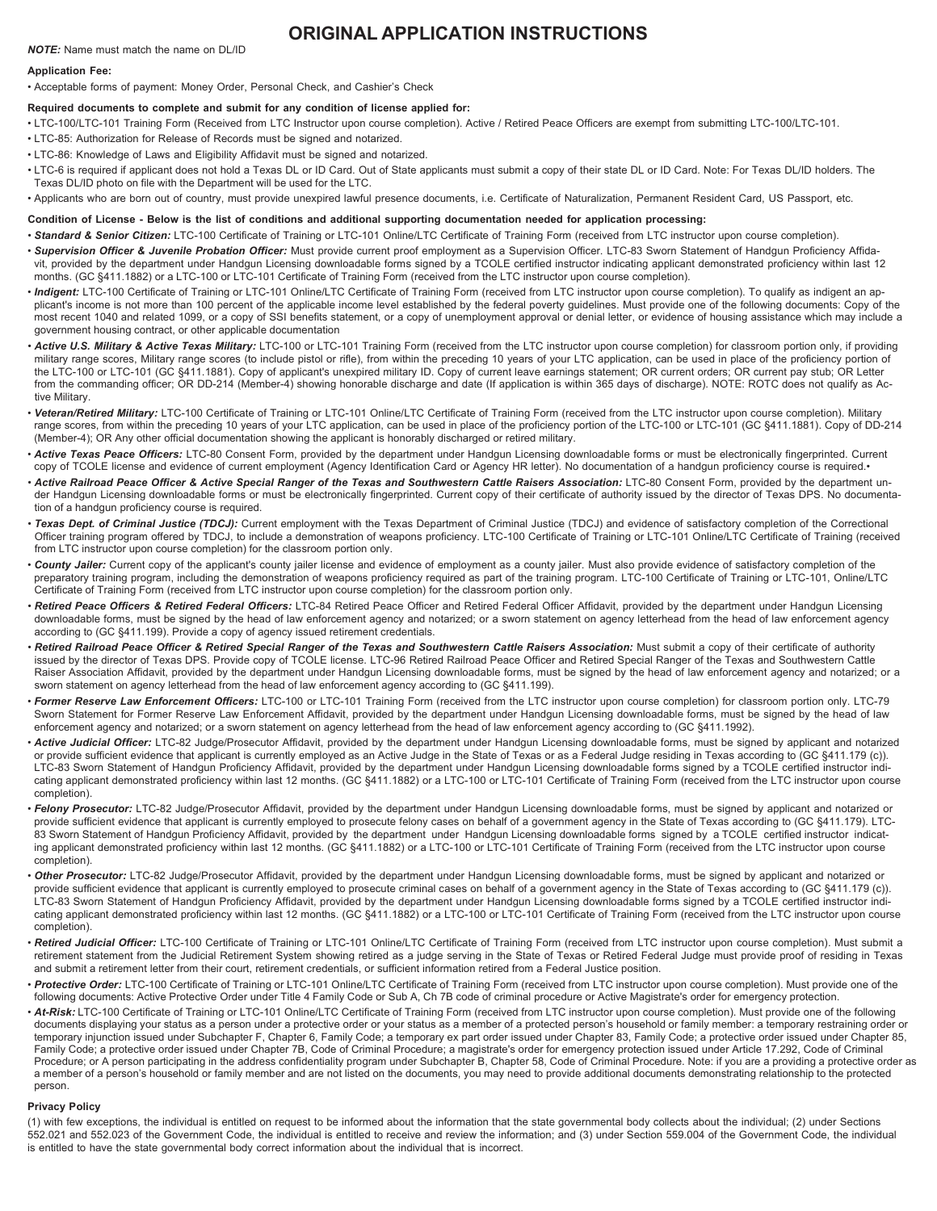# ORIGINAL APPLICATION INSTRUCTIONS

***NOTE:*** Name must match the name on DL/ID

**Application Fee:**

- Acceptable forms of payment: Money Order, Personal Check, and Cashier's Check

**Required documents to complete and submit for any condition of license applied for:**

- LTC-100/LTC-101 Training Form (Received from LTC Instructor upon course completion). Active / Retired Peace Officers are exempt from submitting LTC-100/LTC-101.
- LTC-85: Authorization for Release of Records must be signed and notarized.
- LTC-86: Knowledge of Laws and Eligibility Affidavit must be signed and notarized.
- LTC-6 is required if applicant does not hold a Texas DL or ID Card. Out of State applicants must submit a copy of their state DL or ID Card. Note: For Texas DL/ID holders. The Texas DL/ID photo on file with the Department will be used for the LTC.
- Applicants who are born out of country, must provide unexpired lawful presence documents, i.e. Certificate of Naturalization, Permanent Resident Card, US Passport, etc.

**Condition of License - Below is the list of conditions and additional supporting documentation needed for application processing:**

- ***Standard & Senior Citizen:*** LTC-100 Certificate of Training or LTC-101 Online/LTC Certificate of Training Form (received from LTC instructor upon course completion).
- ***Supervision Officer & Juvenile Probation Officer:*** Must provide current proof employment as a Supervision Officer. LTC-83 Sworn Statement of Handgun Proficiency Affidavit, provided by the department under Handgun Licensing downloadable forms signed by a TCOLE certified instructor indicating applicant demonstrated proficiency within last 12 months. (GC §411.1882) or a LTC-100 or LTC-101 Certificate of Training Form (received from the LTC instructor upon course completion).
- ***Indigent:*** LTC-100 Certificate of Training or LTC-101 Online/LTC Certificate of Training Form (received from LTC instructor upon course completion). To qualify as indigent an applicant's income is not more than 100 percent of the applicable income level established by the federal poverty guidelines. Must provide one of the following documents: Copy of the most recent 1040 and related 1099, or a copy of SSI benefits statement, or a copy of unemployment approval or denial letter, or evidence of housing assistance which may include a government housing contract, or other applicable documentation
- ***Active U.S. Military & Active Texas Military:*** LTC-100 or LTC-101 Training Form (received from the LTC instructor upon course completion) for classroom portion only, if providing military range scores, Military range scores (to include pistol or rifle), from within the preceding 10 years of your LTC application, can be used in place of the proficiency portion of the LTC-100 or LTC-101 (GC §411.1881). Copy of applicant's unexpired military ID. Copy of current leave earnings statement; OR current orders; OR current pay stub; OR Letter from the commanding officer; OR DD-214 (Member-4) showing honorable discharge and date (If application is within 365 days of discharge). NOTE: ROTC does not qualify as Active Military.
- ***Veteran/Retired Military:*** LTC-100 Certificate of Training or LTC-101 Online/LTC Certificate of Training Form (received from the LTC instructor upon course completion). Military range scores, from within the preceding 10 years of your LTC application, can be used in place of the proficiency portion of the LTC-100 or LTC-101 (GC §411.1881). Copy of DD-214 (Member-4); OR Any other official documentation showing the applicant is honorably discharged or retired military.
- ***Active Texas Peace Officers:*** LTC-80 Consent Form, provided by the department under Handgun Licensing downloadable forms or must be electronically fingerprinted. Current copy of TCOLE license and evidence of current employment (Agency Identification Card or Agency HR letter). No documentation of a handgun proficiency course is required.•
- ***Active Railroad Peace Officer & Active Special Ranger of the Texas and Southwestern Cattle Raisers Association:*** LTC-80 Consent Form, provided by the department under Handgun Licensing downloadable forms or must be electronically fingerprinted. Current copy of their certificate of authority issued by the director of Texas DPS. No documentation of a handgun proficiency course is required.
- ***Texas Dept. of Criminal Justice (TDCJ):*** Current employment with the Texas Department of Criminal Justice (TDCJ) and evidence of satisfactory completion of the Correctional Officer training program offered by TDCJ, to include a demonstration of weapons proficiency. LTC-100 Certificate of Training or LTC-101 Online/LTC Certificate of Training (received from LTC instructor upon course completion) for the classroom portion only.
- ***County Jailer:*** Current copy of the applicant's county jailer license and evidence of employment as a county jailer. Must also provide evidence of satisfactory completion of the preparatory training program, including the demonstration of weapons proficiency required as part of the training program. LTC-100 Certificate of Training or LTC-101, Online/LTC Certificate of Training Form (received from LTC instructor upon course completion) for the classroom portion only.
- ***Retired Peace Officers & Retired Federal Officers:*** LTC-84 Retired Peace Officer and Retired Federal Officer Affidavit, provided by the department under Handgun Licensing downloadable forms, must be signed by the head of law enforcement agency and notarized; or a sworn statement on agency letterhead from the head of law enforcement agency according to (GC §411.199). Provide a copy of agency issued retirement credentials.
- ***Retired Railroad Peace Officer & Retired Special Ranger of the Texas and Southwestern Cattle Raisers Association:*** Must submit a copy of their certificate of authority issued by the director of Texas DPS. Provide copy of TCOLE license. LTC-96 Retired Railroad Peace Officer and Retired Special Ranger of the Texas and Southwestern Cattle Raiser Association Affidavit, provided by the department under Handgun Licensing downloadable forms, must be signed by the head of law enforcement agency and notarized; or a sworn statement on agency letterhead from the head of law enforcement agency according to (GC §411.199).
- ***Former Reserve Law Enforcement Officers:*** LTC-100 or LTC-101 Training Form (received from the LTC instructor upon course completion) for classroom portion only. LTC-79 Sworn Statement for Former Reserve Law Enforcement Affidavit, provided by the department under Handgun Licensing downloadable forms, must be signed by the head of law enforcement agency and notarized; or a sworn statement on agency letterhead from the head of law enforcement agency according to (GC §411.1992).
- ***Active Judicial Officer:*** LTC-82 Judge/Prosecutor Affidavit, provided by the department under Handgun Licensing downloadable forms, must be signed by applicant and notarized or provide sufficient evidence that applicant is currently employed as an Active Judge in the State of Texas or as a Federal Judge residing in Texas according to (GC §411.179 (c)). LTC-83 Sworn Statement of Handgun Proficiency Affidavit, provided by the department under Handgun Licensing downloadable forms signed by a TCOLE certified instructor indicating applicant demonstrated proficiency within last 12 months. (GC §411.1882) or a LTC-100 or LTC-101 Certificate of Training Form (received from the LTC instructor upon course completion).
- ***Felony Prosecutor:*** LTC-82 Judge/Prosecutor Affidavit, provided by the department under Handgun Licensing downloadable forms, must be signed by applicant and notarized or provide sufficient evidence that applicant is currently employed to prosecute felony cases on behalf of a government agency in the State of Texas according to (GC §411.179). LTC-83 Sworn Statement of Handgun Proficiency Affidavit, provided by the department under Handgun Licensing downloadable forms signed by a TCOLE certified instructor indicating applicant demonstrated proficiency within last 12 months. (GC §411.1882) or a LTC-100 or LTC-101 Certificate of Training Form (received from the LTC instructor upon course completion).
- ***Other Prosecutor:*** LTC-82 Judge/Prosecutor Affidavit, provided by the department under Handgun Licensing downloadable forms, must be signed by applicant and notarized or provide sufficient evidence that applicant is currently employed to prosecute criminal cases on behalf of a government agency in the State of Texas according to (GC §411.179 (c)). LTC-83 Sworn Statement of Handgun Proficiency Affidavit, provided by the department under Handgun Licensing downloadable forms signed by a TCOLE certified instructor indicating applicant demonstrated proficiency within last 12 months. (GC §411.1882) or a LTC-100 or LTC-101 Certificate of Training Form (received from the LTC instructor upon course completion).
- ***Retired Judicial Officer:*** LTC-100 Certificate of Training or LTC-101 Online/LTC Certificate of Training Form (received from LTC instructor upon course completion). Must submit a retirement statement from the Judicial Retirement System showing retired as a judge serving in the State of Texas or Retired Federal Judge must provide proof of residing in Texas and submit a retirement letter from their court, retirement credentials, or sufficient information retired from a Federal Justice position.
- ***Protective Order:*** LTC-100 Certificate of Training or LTC-101 Online/LTC Certificate of Training Form (received from LTC instructor upon course completion). Must provide one of the following documents: Active Protective Order under Title 4 Family Code or Sub A, Ch 7B code of criminal procedure or Active Magistrate's order for emergency protection.
- ***At-Risk:*** LTC-100 Certificate of Training or LTC-101 Online/LTC Certificate of Training Form (received from LTC instructor upon course completion). Must provide one of the following documents displaying your status as a person under a protective order or your status as a member of a protected person's household or family member: a temporary restraining order or temporary injunction issued under Subchapter F, Chapter 6, Family Code; a temporary ex part order issued under Chapter 83, Family Code; a protective order issued under Chapter 85, Family Code; a protective order issued under Chapter 7B, Code of Criminal Procedure; a magistrate's order for emergency protection issued under Article 17.292, Code of Criminal Procedure; or A person participating in the address confidentiality program under Subchapter B, Chapter 58, Code of Criminal Procedure. Note: if you are a providing a protective order as a member of a person's household or family member and are not listed on the documents, you may need to provide additional documents demonstrating relationship to the protected person.

**Privacy Policy**

(1) with few exceptions, the individual is entitled on request to be informed about the information that the state governmental body collects about the individual; (2) under Sections 552.021 and 552.023 of the Government Code, the individual is entitled to receive and review the information; and (3) under Section 559.004 of the Government Code, the individual is entitled to have the state governmental body correct information about the individual that is incorrect.